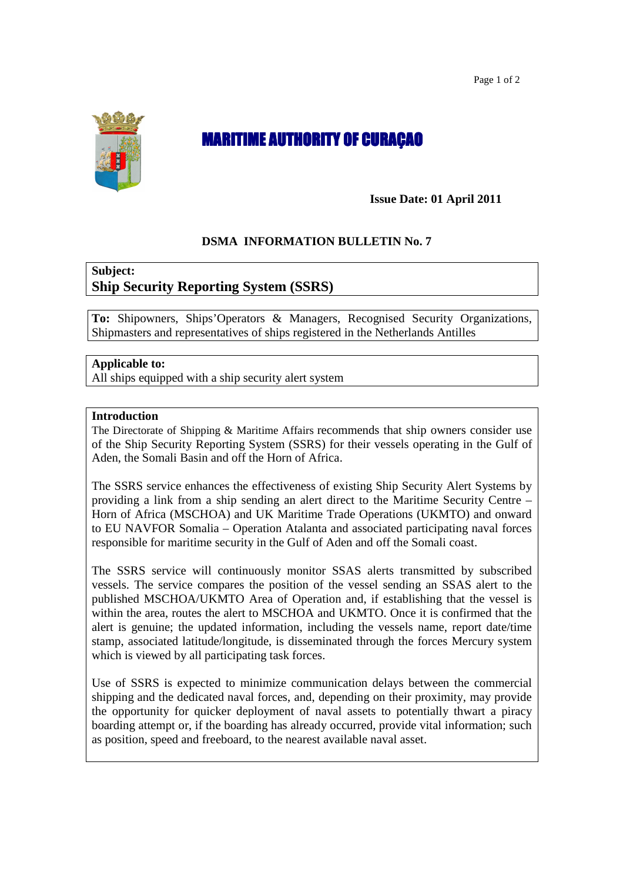# MARITIME AUTHORITY OF CURAÇAO

**Issue Date: 01 April 2011**

## DSMA INFORMATION BULLETIN No. 7

**Subject:**
**Ship Security Reporting System (SSRS)**

**To:** Shipowners, Ships'Operators & Managers, Recognised Security Organizations, Shipmasters and representatives of ships registered in the Netherlands Antilles

**Applicable to:**
All ships equipped with a ship security alert system

**Introduction**

The Directorate of Shipping & Maritime Affairs recommends that ship owners consider use of the Ship Security Reporting System (SSRS) for their vessels operating in the Gulf of Aden, the Somali Basin and off the Horn of Africa.

The SSRS service enhances the effectiveness of existing Ship Security Alert Systems by providing a link from a ship sending an alert direct to the Maritime Security Centre – Horn of Africa (MSCHOA) and UK Maritime Trade Operations (UKMTO) and onward to EU NAVFOR Somalia – Operation Atalanta and associated participating naval forces responsible for maritime security in the Gulf of Aden and off the Somali coast.

The SSRS service will continuously monitor SSAS alerts transmitted by subscribed vessels. The service compares the position of the vessel sending an SSAS alert to the published MSCHOA/UKMTO Area of Operation and, if establishing that the vessel is within the area, routes the alert to MSCHOA and UKMTO. Once it is confirmed that the alert is genuine; the updated information, including the vessels name, report date/time stamp, associated latitude/longitude, is disseminated through the forces Mercury system which is viewed by all participating task forces.

Use of SSRS is expected to minimize communication delays between the commercial shipping and the dedicated naval forces, and, depending on their proximity, may provide the opportunity for quicker deployment of naval assets to potentially thwart a piracy boarding attempt or, if the boarding has already occurred, provide vital information; such as position, speed and freeboard, to the nearest available naval asset.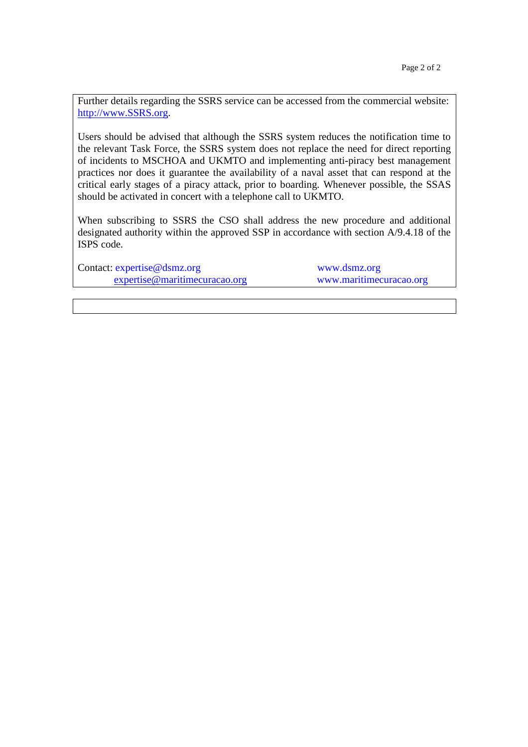Further details regarding the SSRS service can be accessed from the commercial website: http://www.SSRS.org.

Users should be advised that although the SSRS system reduces the notification time to the relevant Task Force, the SSRS system does not replace the need for direct reporting of incidents to MSCHOA and UKMTO and implementing anti-piracy best management practices nor does it guarantee the availability of a naval asset that can respond at the critical early stages of a piracy attack, prior to boarding. Whenever possible, the SSAS should be activated in concert with a telephone call to UKMTO.

When subscribing to SSRS the CSO shall address the new procedure and additional designated authority within the approved SSP in accordance with section A/9.4.18 of the ISPS code.

Contact: expertise@dsmz.org — www.dsmz.org
expertise@maritimecuracao.org — www.maritimecuracao.org